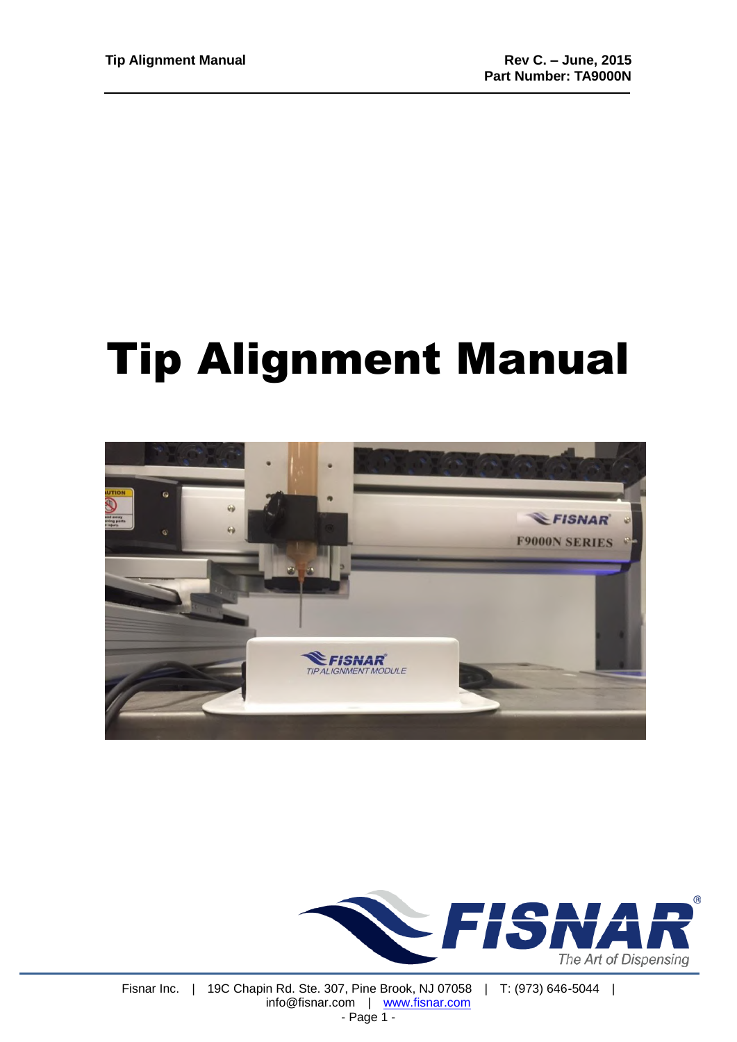Tip Alignment Manual

Rev C. – June, 2015
Part Number: TA9000N

# Tip Alignment Manual

Fisnar Inc. | 19C Chapin Rd. Ste. 307, Pine Brook, NJ 07058 | T: (973) 646-5044 | info@fisnar.com | www.fisnar.com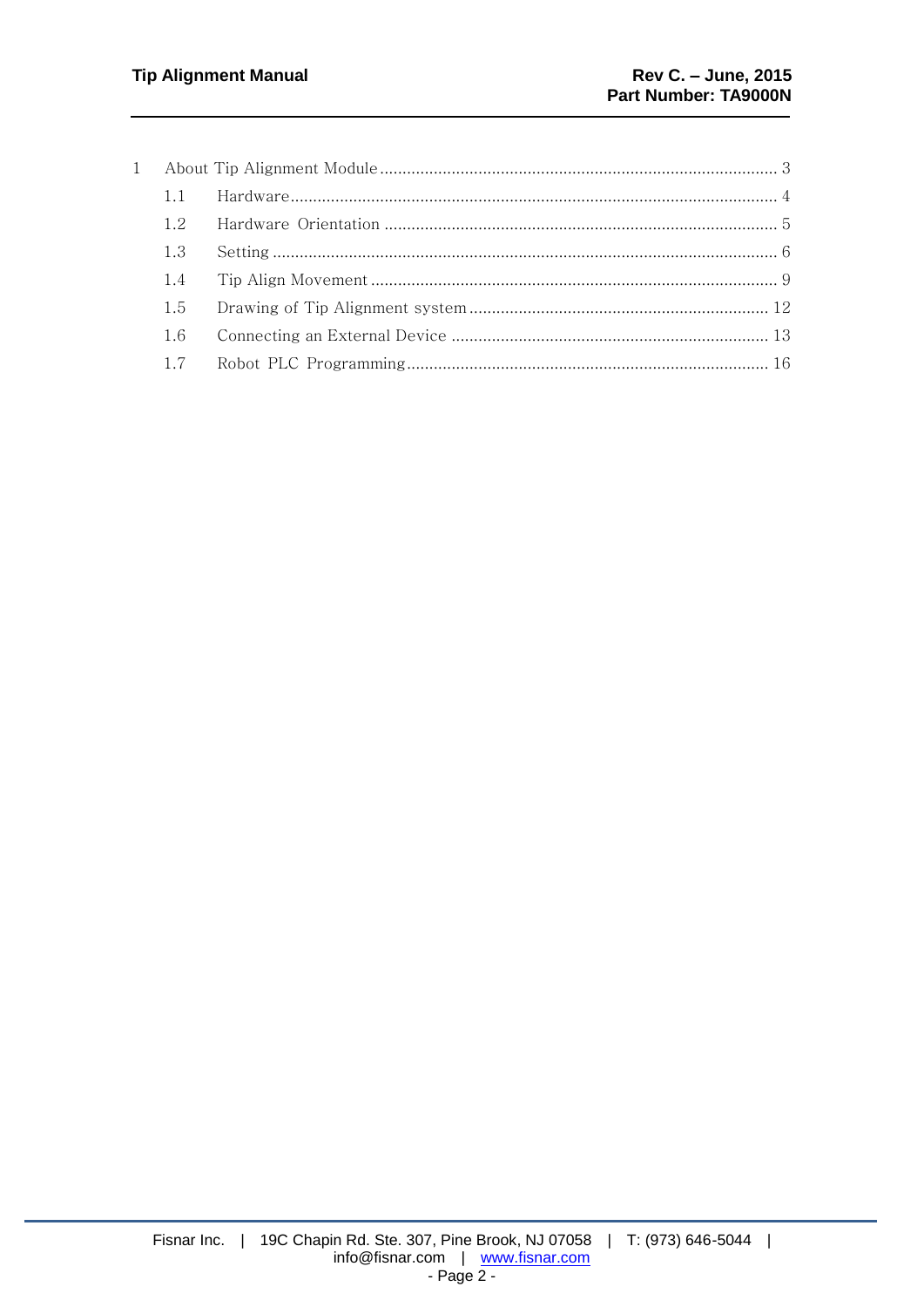1 About Tip Alignment Module ........................................................................................ 3

- 1.1 Hardware............................................................................................................ 4
- 1.2 Hardware Orientation ....................................................................................... 5
- 1.3 Setting ................................................................................................................ 6
- 1.4 Tip Align Movement .......................................................................................... 9
- 1.5 Drawing of Tip Alignment system .................................................................. 12
- 1.6 Connecting an External Device ...................................................................... 13
- 1.7 Robot PLC Programming................................................................................ 16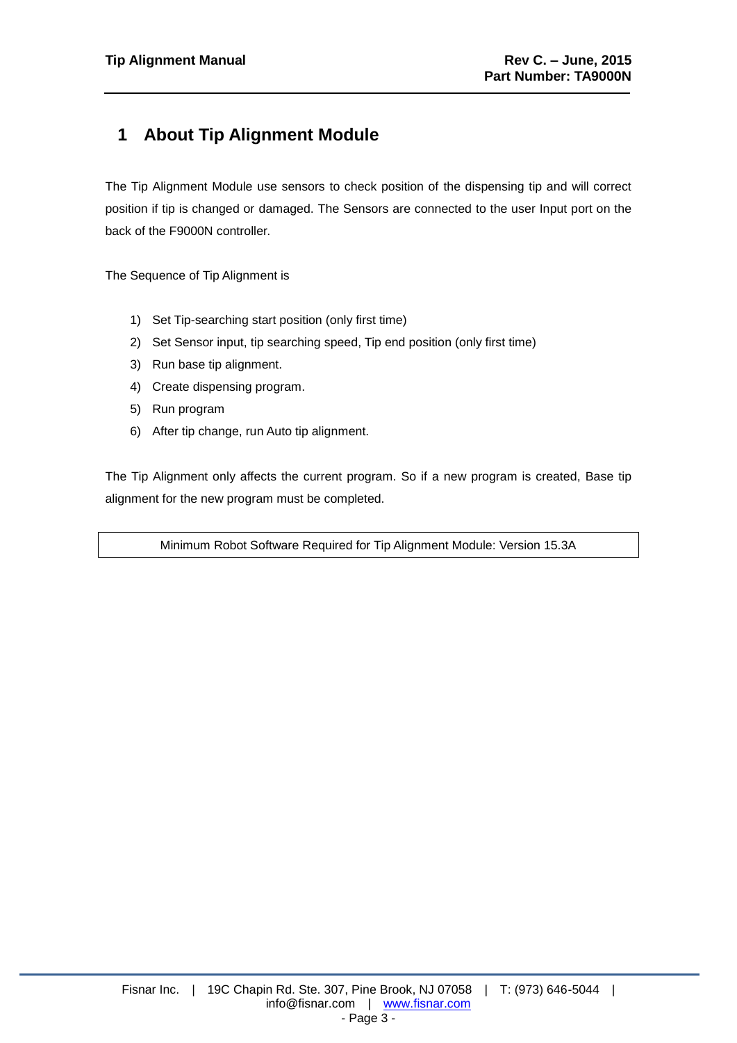# 1 About Tip Alignment Module

The Tip Alignment Module use sensors to check position of the dispensing tip and will correct position if tip is changed or damaged. The Sensors are connected to the user Input port on the back of the F9000N controller.

The Sequence of Tip Alignment is

1) Set Tip-searching start position (only first time)
2) Set Sensor input, tip searching speed, Tip end position (only first time)
3) Run base tip alignment.
4) Create dispensing program.
5) Run program
6) After tip change, run Auto tip alignment.

The Tip Alignment only affects the current program. So if a new program is created, Base tip alignment for the new program must be completed.

| Minimum Robot Software Required for Tip Alignment Module: Version 15.3A |
|---|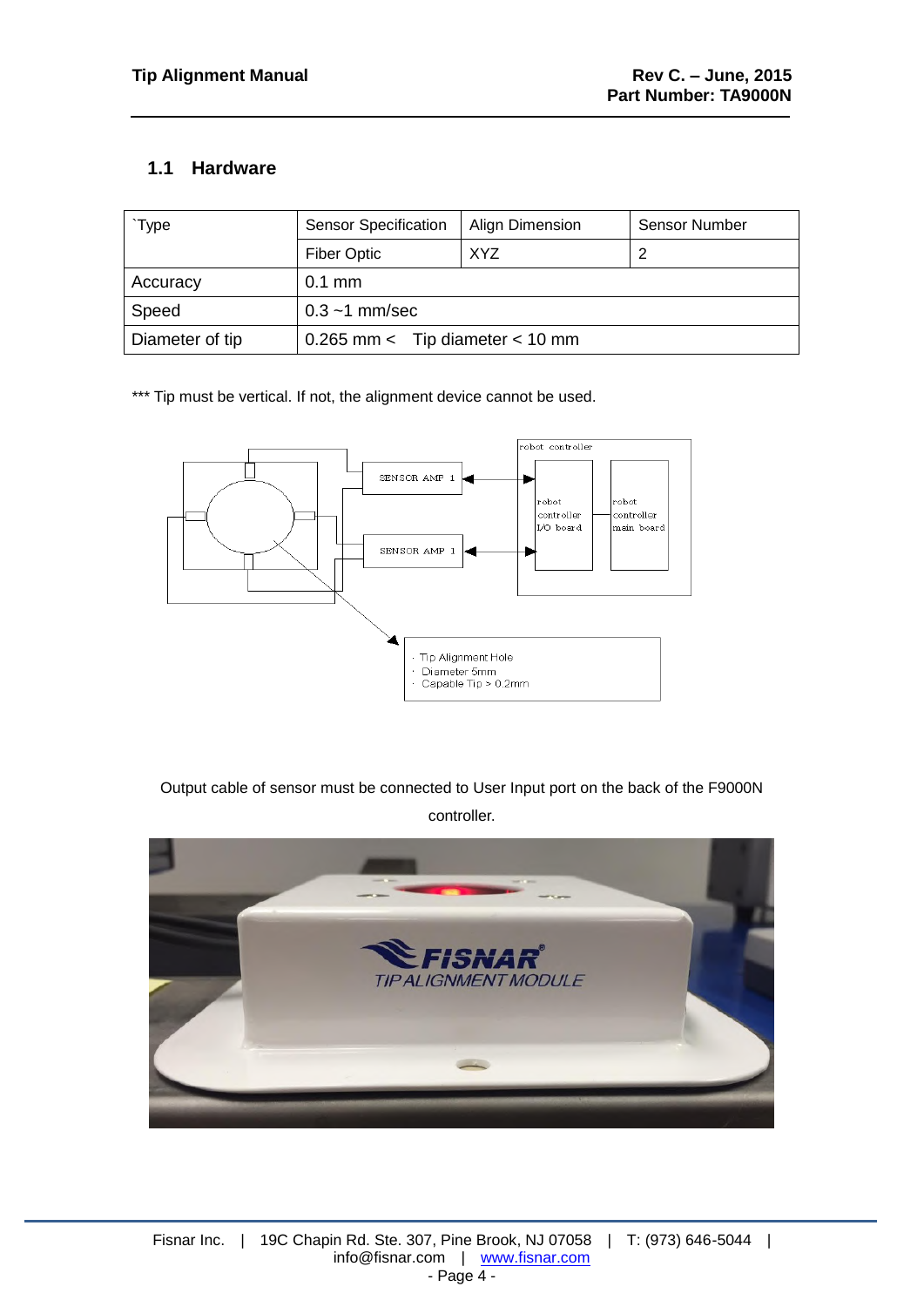## 1.1 Hardware

| `Type | Sensor Specification | Align Dimension | Sensor Number |
|---|---|---|---|
| | Fiber Optic | XYZ | 2 |
| Accuracy | 0.1 mm | | |
| Speed | 0.3 ~1 mm/sec | | |
| Diameter of tip | 0.265 mm < Tip diameter < 10 mm | | |

*** Tip must be vertical. If not, the alignment device cannot be used.

Output cable of sensor must be connected to User Input port on the back of the F9000N controller.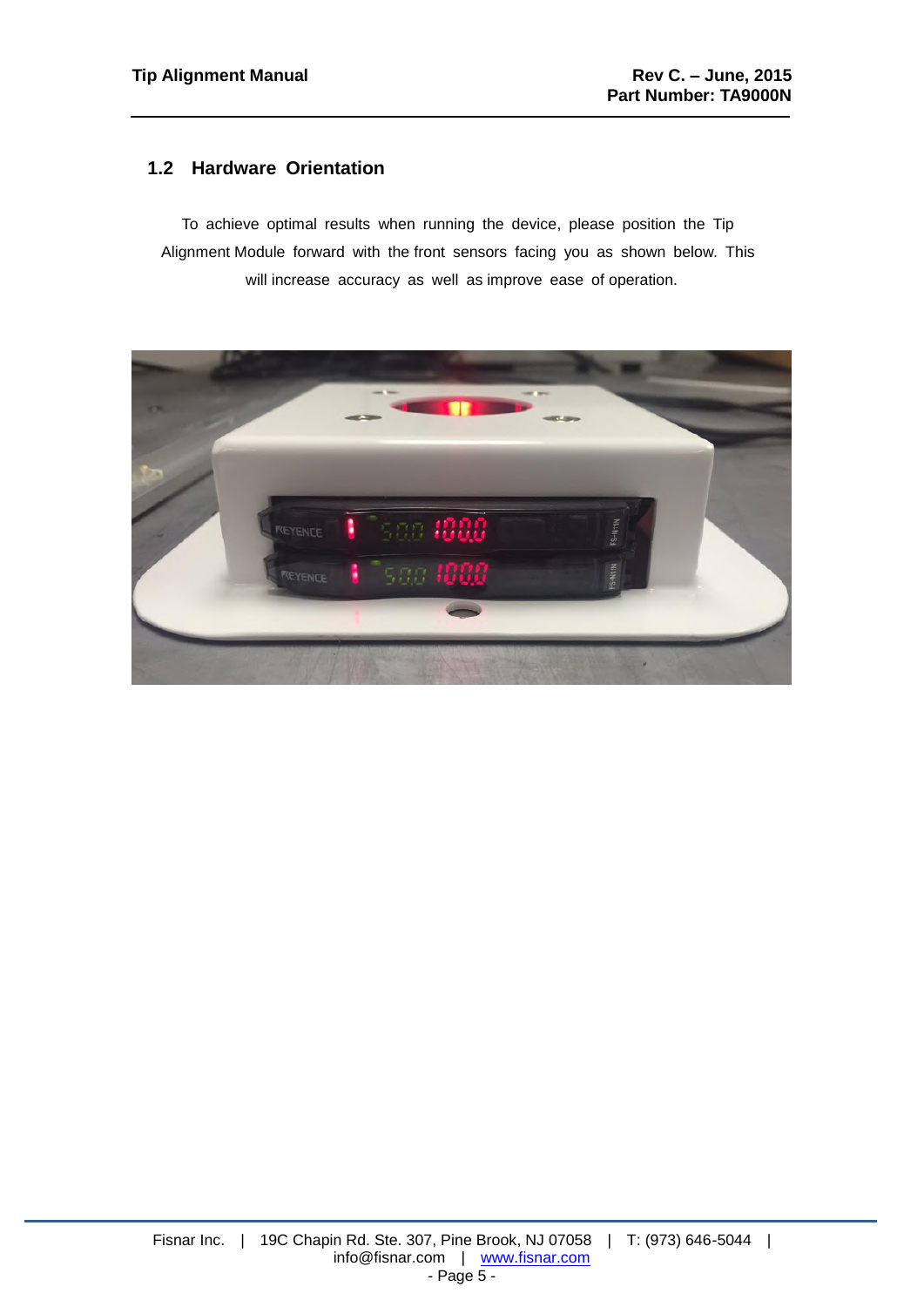## 1.2 Hardware Orientation

To achieve optimal results when running the device, please position the Tip Alignment Module forward with the front sensors facing you as shown below. This will increase accuracy as well as improve ease of operation.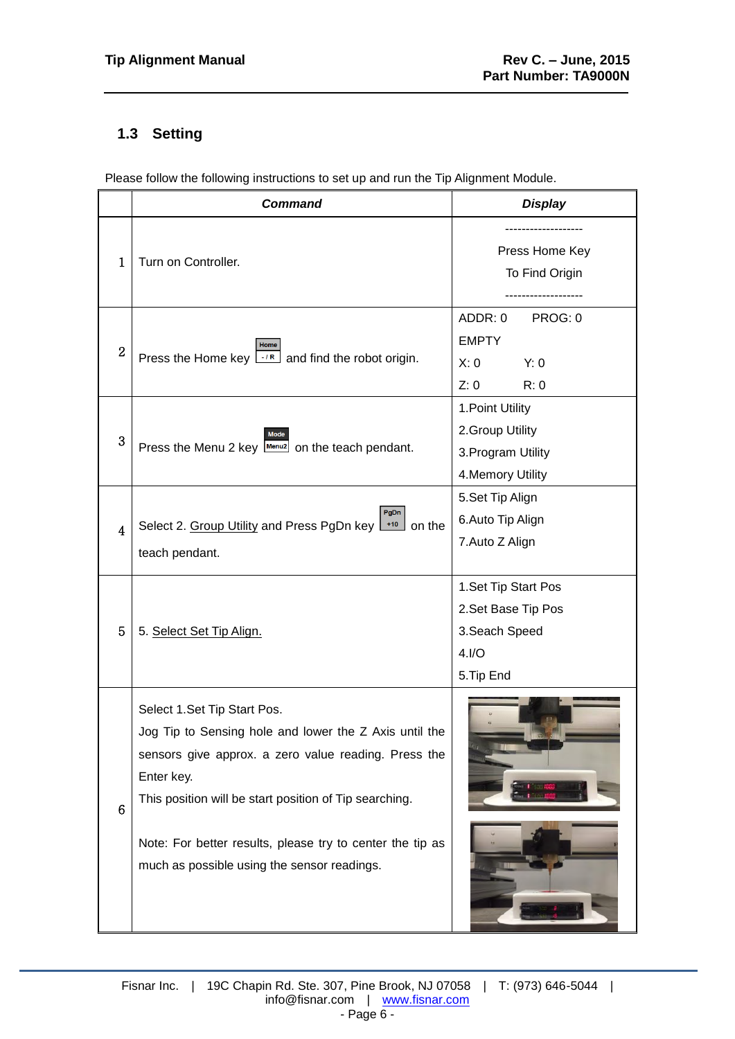## 1.3 Setting

Please follow the following instructions to set up and run the Tip Alignment Module.

| | ***Command*** | ***Display*** |
|---|---|---|
| 1 | Turn on Controller. | ------------------- Press Home Key To Find Origin ------------------- |
| 2 | Press the Home key [Home / -/R] and find the robot origin. | ADDR: 0 PROG: 0<br>EMPTY<br>X: 0 Y: 0<br>Z: 0 R: 0 |
| 3 | Press the Menu 2 key [Mode / Menu2] on the teach pendant. | 1.Point Utility<br>2.Group Utility<br>3.Program Utility<br>4.Memory Utility |
| 4 | Select 2. Group Utility and Press PgDn key [PgDn / +10] on the teach pendant. | 5.Set Tip Align<br>6.Auto Tip Align<br>7.Auto Z Align |
| 5 | 5. Select Set Tip Align. | 1.Set Tip Start Pos<br>2.Set Base Tip Pos<br>3.Seach Speed<br>4.I/O<br>5.Tip End |
| 6 | Select 1.Set Tip Start Pos.<br>Jog Tip to Sensing hole and lower the Z Axis until the sensors give approx. a zero value reading. Press the Enter key.<br>This position will be start position of Tip searching.<br><br>Note: For better results, please try to center the tip as much as possible using the sensor readings. | |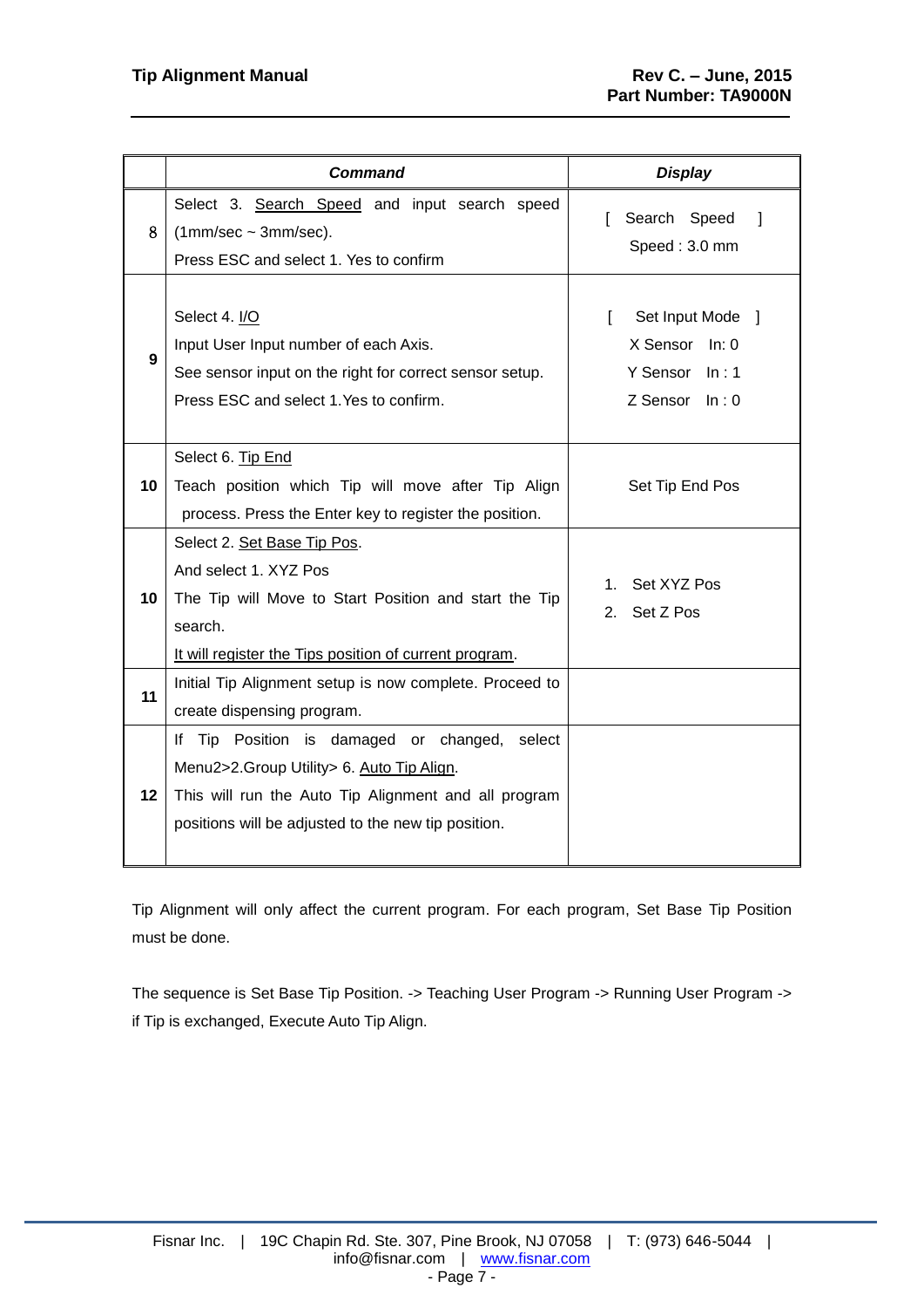| | ***Command*** | ***Display*** |
|---|---|---|
| 8 | Select 3. Search Speed and input search speed (1mm/sec ~ 3mm/sec).<br>Press ESC and select 1. Yes to confirm | [ Search Speed ]<br>Speed : 3.0 mm |
| **9** | Select 4. I/O<br>Input User Input number of each Axis.<br>See sensor input on the right for correct sensor setup.<br>Press ESC and select 1.Yes to confirm. | [ Set Input Mode ]<br>X Sensor In: 0<br>Y Sensor In : 1<br>Z Sensor In : 0 |
| **10** | Select 6. Tip End<br>Teach position which Tip will move after Tip Align process. Press the Enter key to register the position. | Set Tip End Pos |
| **10** | Select 2. Set Base Tip Pos.<br>And select 1. XYZ Pos<br>The Tip will Move to Start Position and start the Tip search.<br>It will register the Tips position of current program. | 1. Set XYZ Pos<br>2. Set Z Pos |
| **11** | Initial Tip Alignment setup is now complete. Proceed to create dispensing program. | |
| **12** | If Tip Position is damaged or changed, select Menu2>2.Group Utility> 6. Auto Tip Align.<br>This will run the Auto Tip Alignment and all program positions will be adjusted to the new tip position. | |

Tip Alignment will only affect the current program. For each program, Set Base Tip Position must be done.

The sequence is Set Base Tip Position. -> Teaching User Program -> Running User Program -> if Tip is exchanged, Execute Auto Tip Align.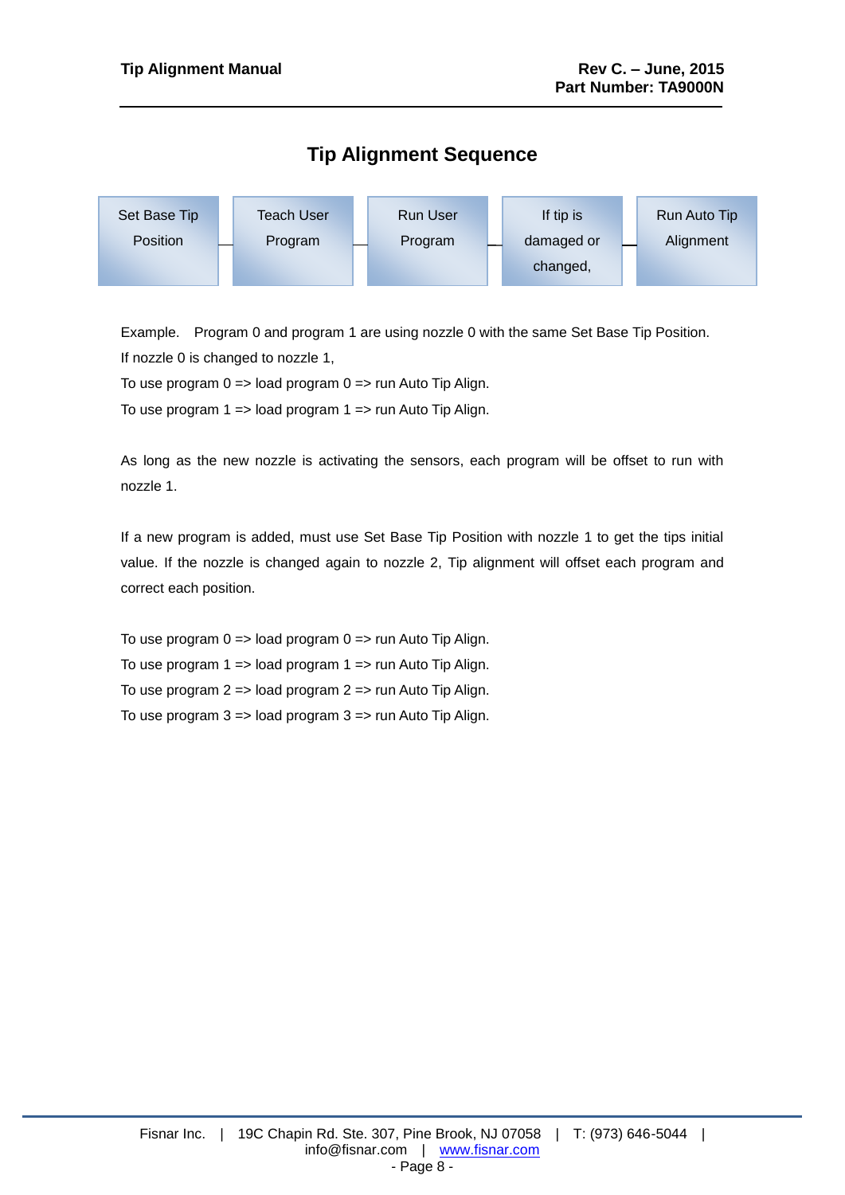# Tip Alignment Sequence

Set Base Tip Position → Teach User Program → Run User Program → If tip is damaged or changed, → Run Auto Tip Alignment

Example. Program 0 and program 1 are using nozzle 0 with the same Set Base Tip Position.

If nozzle 0 is changed to nozzle 1,

To use program 0 => load program 0 => run Auto Tip Align.

To use program 1 => load program 1 => run Auto Tip Align.

As long as the new nozzle is activating the sensors, each program will be offset to run with nozzle 1.

If a new program is added, must use Set Base Tip Position with nozzle 1 to get the tips initial value. If the nozzle is changed again to nozzle 2, Tip alignment will offset each program and correct each position.

To use program 0 => load program 0 => run Auto Tip Align.

To use program 1 => load program 1 => run Auto Tip Align.

To use program 2 => load program 2 => run Auto Tip Align.

To use program 3 => load program 3 => run Auto Tip Align.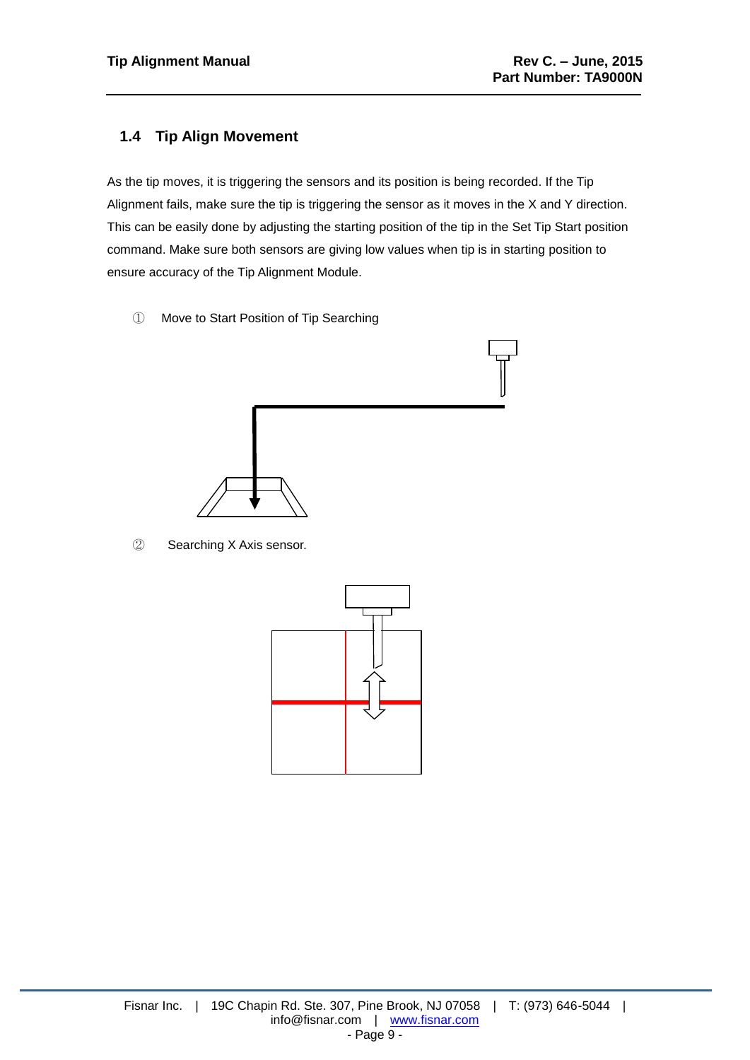## 1.4 Tip Align Movement

As the tip moves, it is triggering the sensors and its position is being recorded. If the Tip Alignment fails, make sure the tip is triggering the sensor as it moves in the X and Y direction. This can be easily done by adjusting the starting position of the tip in the Set Tip Start position command. Make sure both sensors are giving low values when tip is in starting position to ensure accuracy of the Tip Alignment Module.

① Move to Start Position of Tip Searching

② Searching X Axis sensor.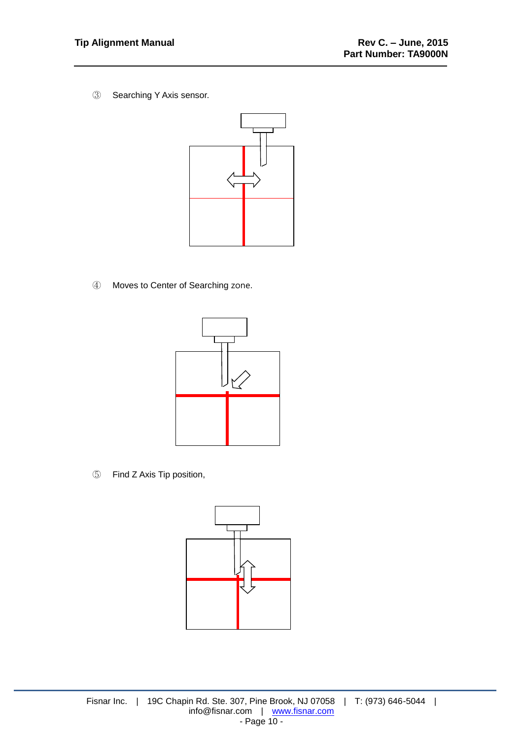③ Searching Y Axis sensor.

④ Moves to Center of Searching zone.

⑤ Find Z Axis Tip position,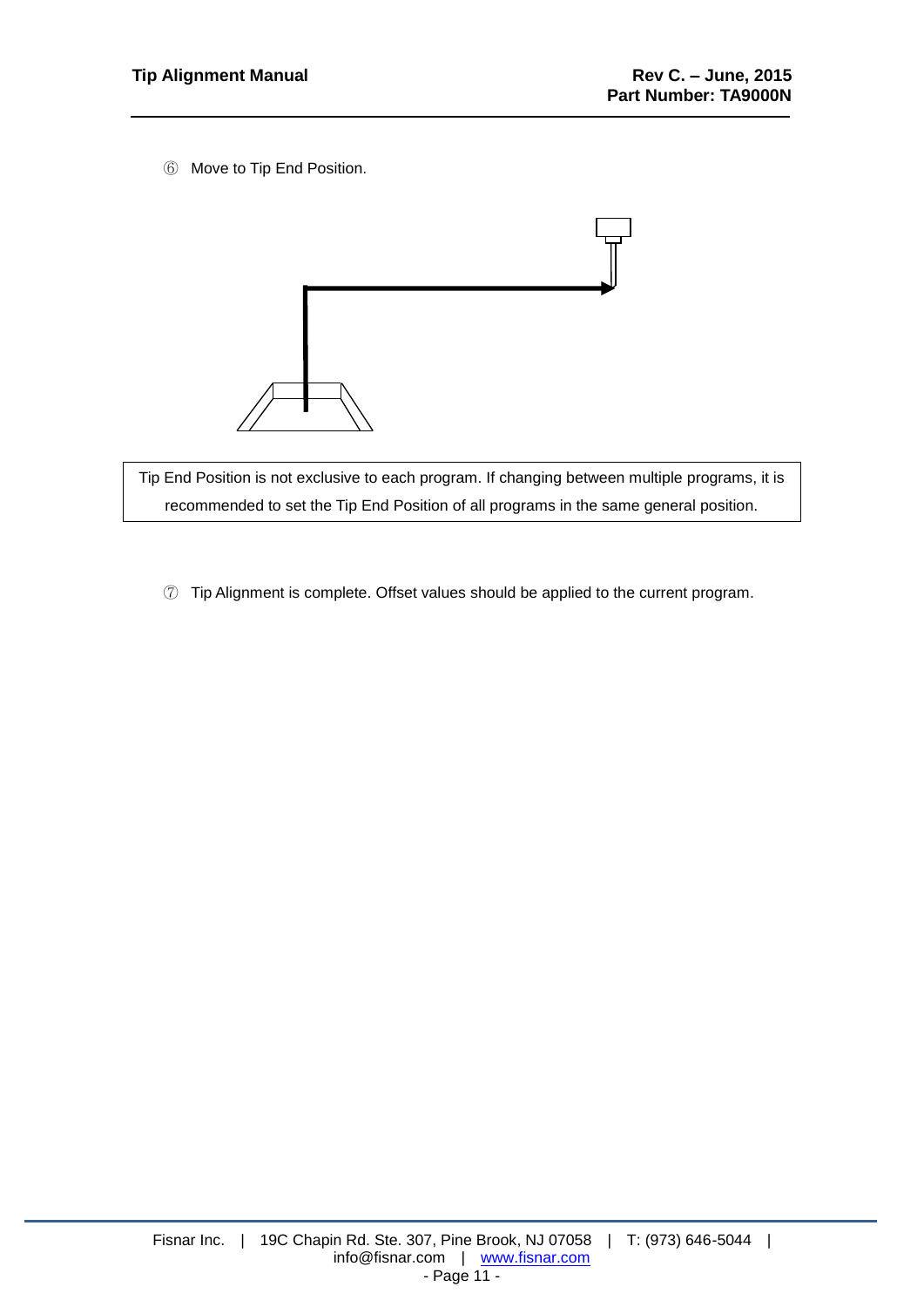⑥ Move to Tip End Position.

Tip End Position is not exclusive to each program. If changing between multiple programs, it is recommended to set the Tip End Position of all programs in the same general position.

⑦ Tip Alignment is complete. Offset values should be applied to the current program.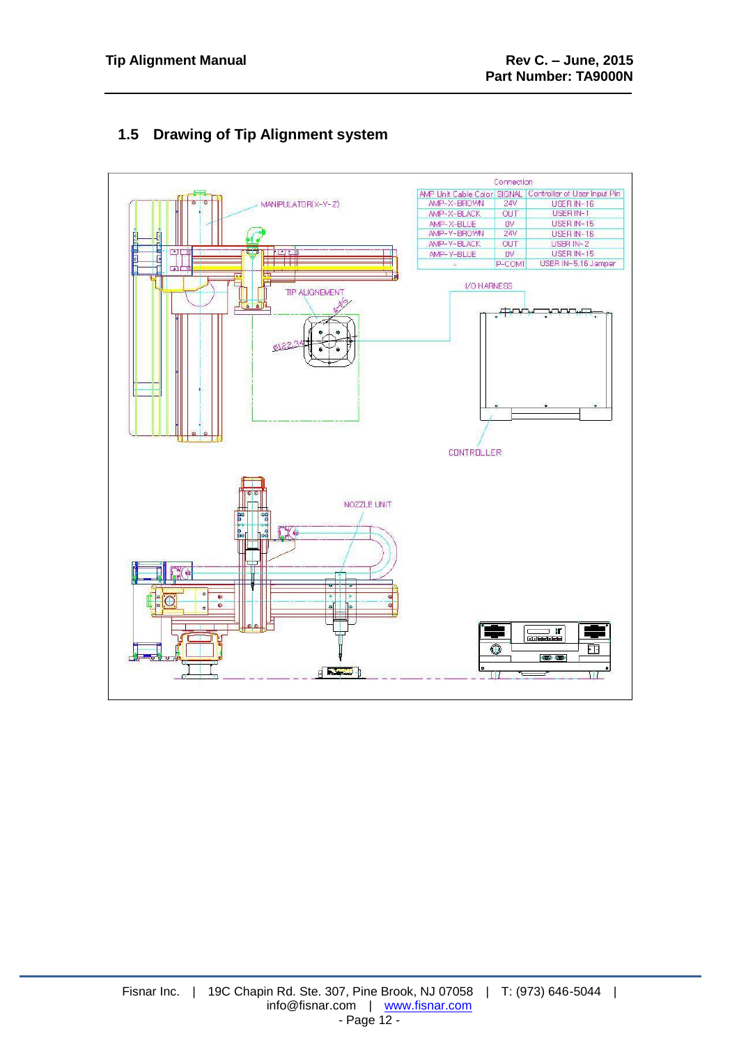## 1.5 Drawing of Tip Alignment system

Connection

| AMP Unit Cable Color | SIGNAL | Controller of User Input Pin |
|---|---|---|
| AMP-X-BROWN | 24V | USER IN-16 |
| AMP-X-BLACK | OUT | USER IN-1 |
| AMP-X-BLUE | 0V | USER IN-15 |
| AMP-Y-BROWN | 24V | USER IN-16 |
| AMP-Y-BLACK | OUT | USER IN-2 |
| AMP-Y-BLUE | 0V | USER IN-15 |
| - | P-COM | USER IN-5,16 Jamper |

MANIPULATOR(X-Y-Z)

TIP ALIGNEMENT

I/O HARNESS

CONTROLLER

NOZZLE UNIT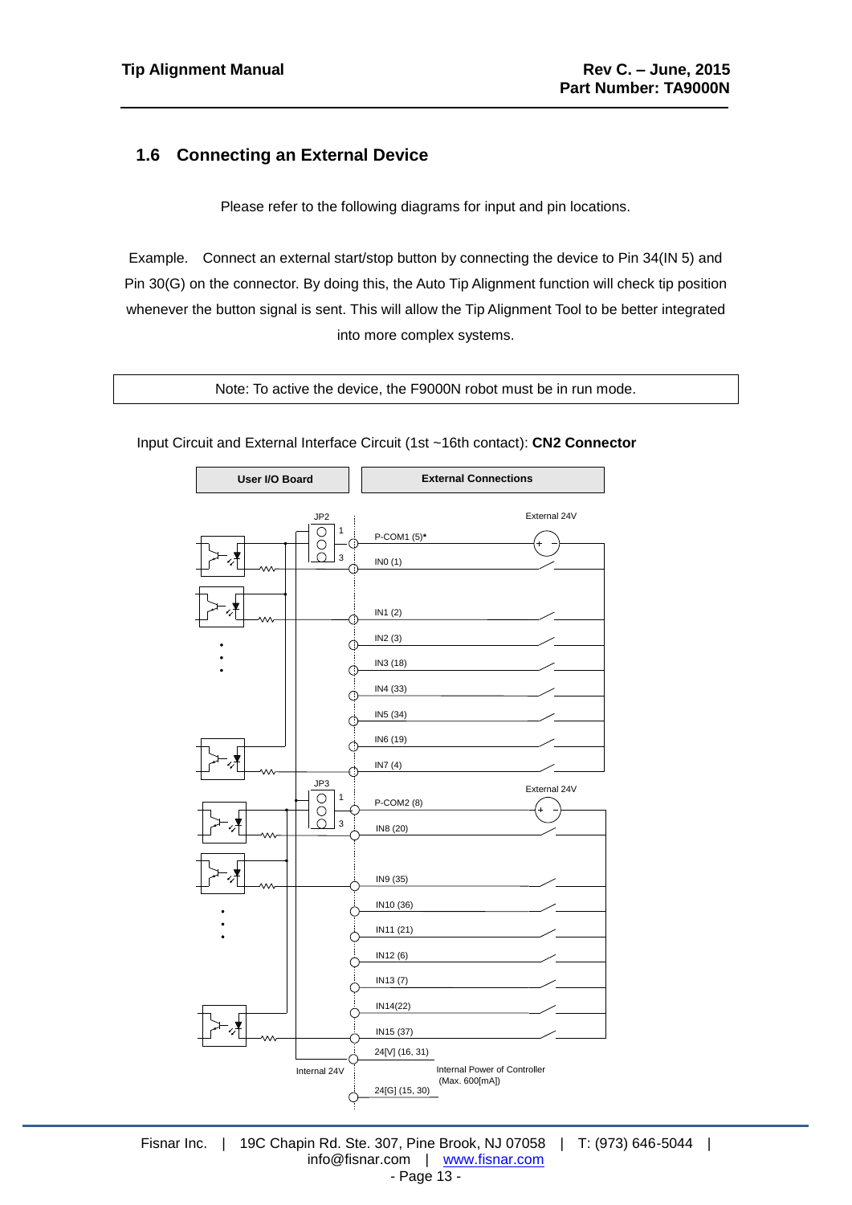## 1.6 Connecting an External Device

Please refer to the following diagrams for input and pin locations.

Example. Connect an external start/stop button by connecting the device to Pin 34(IN 5) and Pin 30(G) on the connector. By doing this, the Auto Tip Alignment function will check tip position whenever the button signal is sent. This will allow the Tip Alignment Tool to be better integrated into more complex systems.

| Note: To active the device, the F9000N robot must be in run mode. |
|---|

Input Circuit and External Interface Circuit (1st ~16th contact): **CN2 Connector**

**User I/O Board** | **External Connections**

JP2 1 3 — External 24V

P-COM1 (5)*

IN0 (1)

IN1 (2)

IN2 (3)

IN3 (18)

IN4 (33)

IN5 (34)

IN6 (19)

IN7 (4)

JP3 1 3 — External 24V

P-COM2 (8)

IN8 (20)

IN9 (35)

IN10 (36)

IN11 (21)

IN12 (6)

IN13 (7)

IN14(22)

IN15 (37)

24[V] (16, 31)

Internal 24V

Internal Power of Controller (Max. 600[mA])

24[G] (15, 30)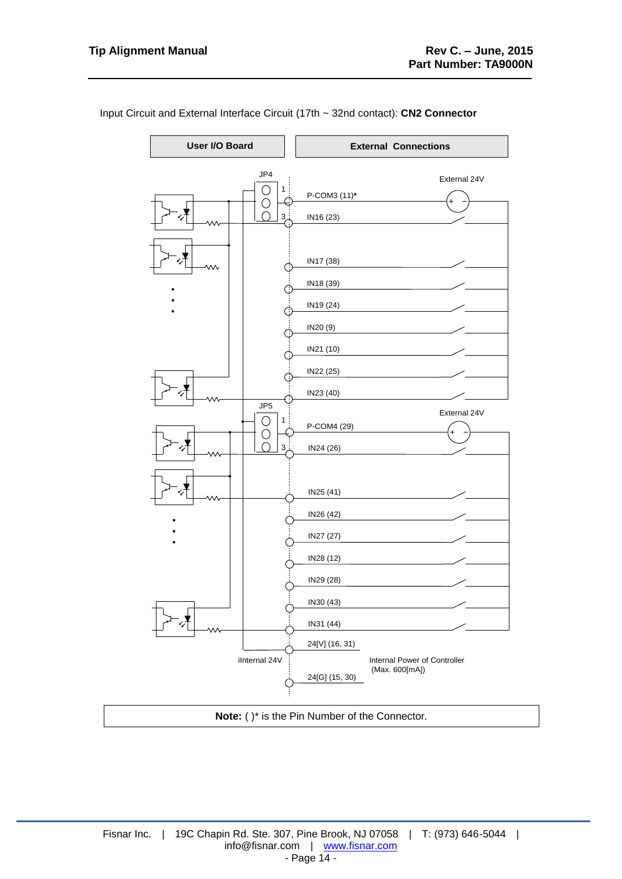Input Circuit and External Interface Circuit (17th ~ 32nd contact): **CN2 Connector**

**User I/O Board**

**External Connections**

JP4

External 24V

P-COM3 (11)*

IN16 (23)

IN17 (38)

IN18 (39)

IN19 (24)

IN20 (9)

IN21 (10)

IN22 (25)

IN23 (40)

JP5

External 24V

P-COM4 (29)

IN24 (26)

IN25 (41)

IN26 (42)

IN27 (27)

IN28 (12)

IN29 (28)

IN30 (43)

IN31 (44)

24[V] (16, 31)

iInternal 24V

Internal Power of Controller (Max. 600[mA])

24[G] (15, 30)

**Note:** ( )* is the Pin Number of the Connector.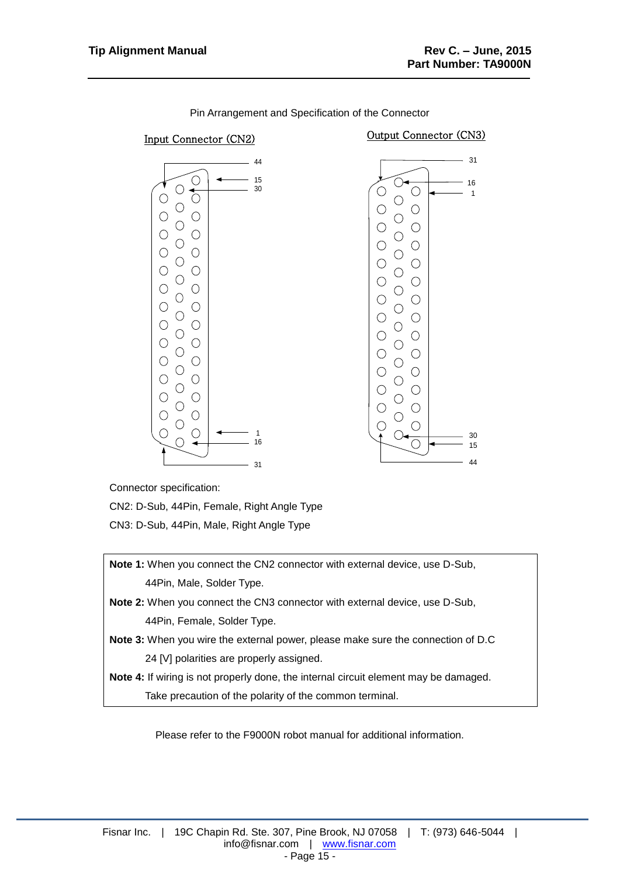Pin Arrangement and Specification of the Connector

Input Connector (CN2)

44
15
30
1
16
31

Output Connector (CN3)

31
16
1
30
15
44

Connector specification:

CN2: D-Sub, 44Pin, Female, Right Angle Type

CN3: D-Sub, 44Pin, Male, Right Angle Type

**Note 1:** When you connect the CN2 connector with external device, use D-Sub, 44Pin, Male, Solder Type.

**Note 2:** When you connect the CN3 connector with external device, use D-Sub, 44Pin, Female, Solder Type.

**Note 3:** When you wire the external power, please make sure the connection of D.C 24 [V] polarities are properly assigned.

**Note 4:** If wiring is not properly done, the internal circuit element may be damaged. Take precaution of the polarity of the common terminal.

Please refer to the F9000N robot manual for additional information.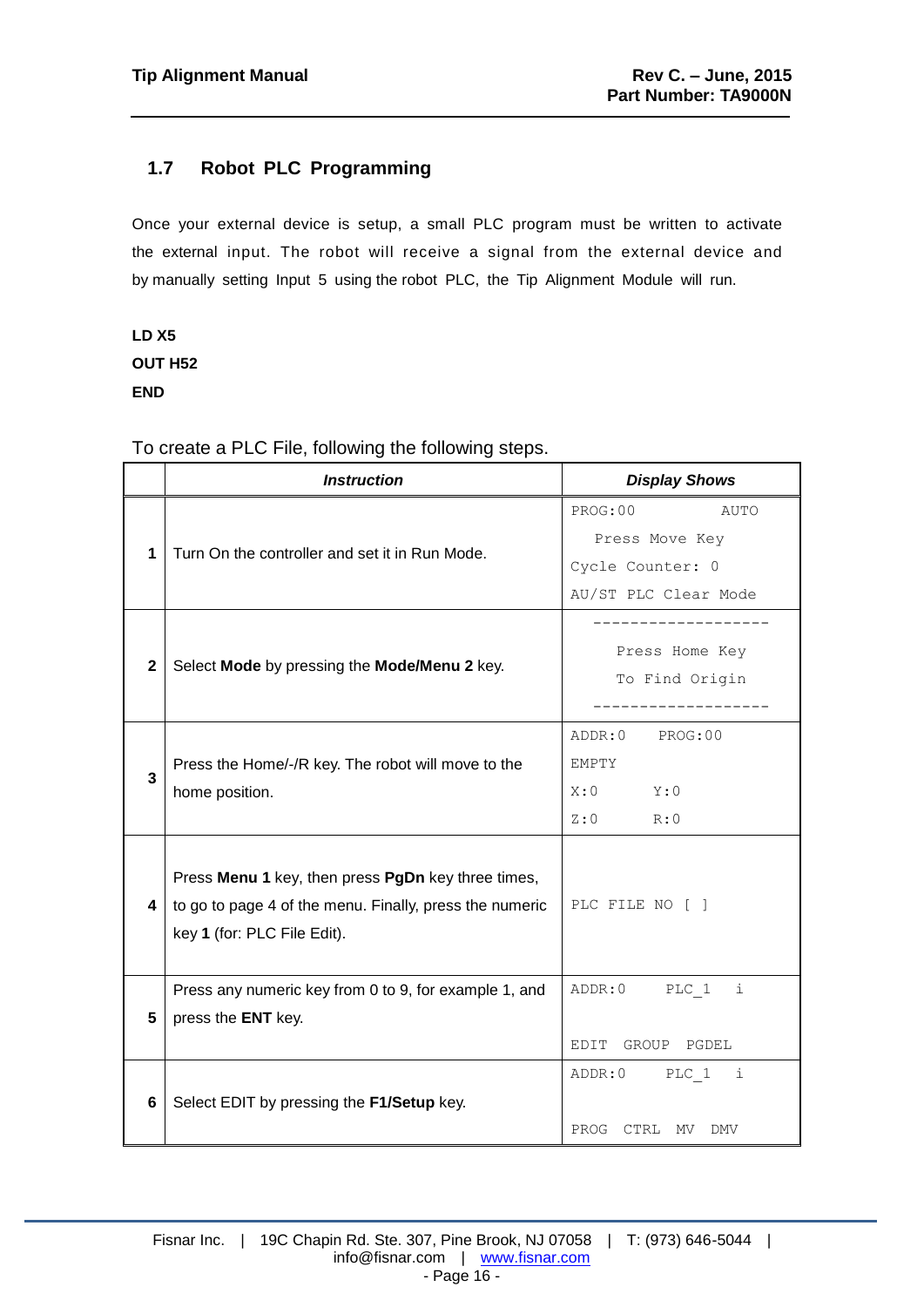## 1.7 Robot PLC Programming

Once your external device is setup, a small PLC program must be written to activate the external input. The robot will receive a signal from the external device and by manually setting Input 5 using the robot PLC, the Tip Alignment Module will run.

**LD X5**

**OUT H52**

**END**

To create a PLC File, following the following steps.

| | *Instruction* | *Display Shows* |
|---|---|---|
| **1** | Turn On the controller and set it in Run Mode. | PROG:00 AUTO<br>Press Move Key<br>Cycle Counter: 0<br>AU/ST PLC Clear Mode |
| **2** | Select **Mode** by pressing the **Mode/Menu 2** key. | -------------------<br>Press Home Key<br>To Find Origin<br>------------------- |
| **3** | Press the Home/-/R key. The robot will move to the home position. | ADDR:0 PROG:00<br>EMPTY<br>X:0 Y:0<br>Z:0 R:0 |
| **4** | Press **Menu 1** key, then press **PgDn** key three times, to go to page 4 of the menu. Finally, press the numeric key **1** (for: PLC File Edit). | PLC FILE NO [ ] |
| **5** | Press any numeric key from 0 to 9, for example 1, and press the **ENT** key. | ADDR:0 PLC_1 i<br><br>EDIT GROUP PGDEL |
| **6** | Select EDIT by pressing the **F1/Setup** key. | ADDR:0 PLC_1 i<br><br>PROG CTRL MV DMV |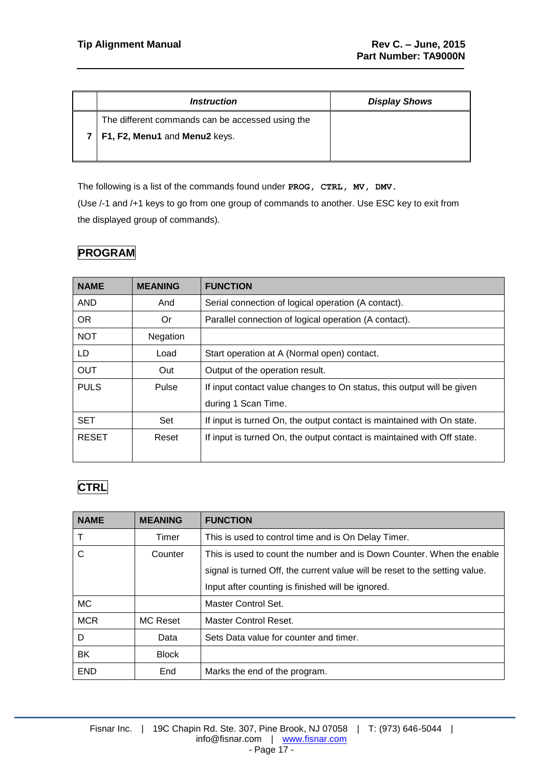|   | *Instruction* | *Display Shows* |
|---|---|---|
| 7 | The different commands can be accessed using the **F1, F2, Menu1** and **Menu2** keys. | |

The following is a list of the commands found under **PROG, CTRL, MV, DMV.**

(Use /-1 and /+1 keys to go from one group of commands to another. Use ESC key to exit from the displayed group of commands).

## PROGRAM

| NAME | MEANING | FUNCTION |
|---|---|---|
| AND | And | Serial connection of logical operation (A contact). |
| OR | Or | Parallel connection of logical operation (A contact). |
| NOT | Negation | |
| LD | Load | Start operation at A (Normal open) contact. |
| OUT | Out | Output of the operation result. |
| PULS | Pulse | If input contact value changes to On status, this output will be given during 1 Scan Time. |
| SET | Set | If input is turned On, the output contact is maintained with On state. |
| RESET | Reset | If input is turned On, the output contact is maintained with Off state. |

## CTRL

| NAME | MEANING | FUNCTION |
|---|---|---|
| T | Timer | This is used to control time and is On Delay Timer. |
| C | Counter | This is used to count the number and is Down Counter. When the enable signal is turned Off, the current value will be reset to the setting value. Input after counting is finished will be ignored. |
| MC | | Master Control Set. |
| MCR | MC Reset | Master Control Reset. |
| D | Data | Sets Data value for counter and timer. |
| BK | Block | |
| END | End | Marks the end of the program. |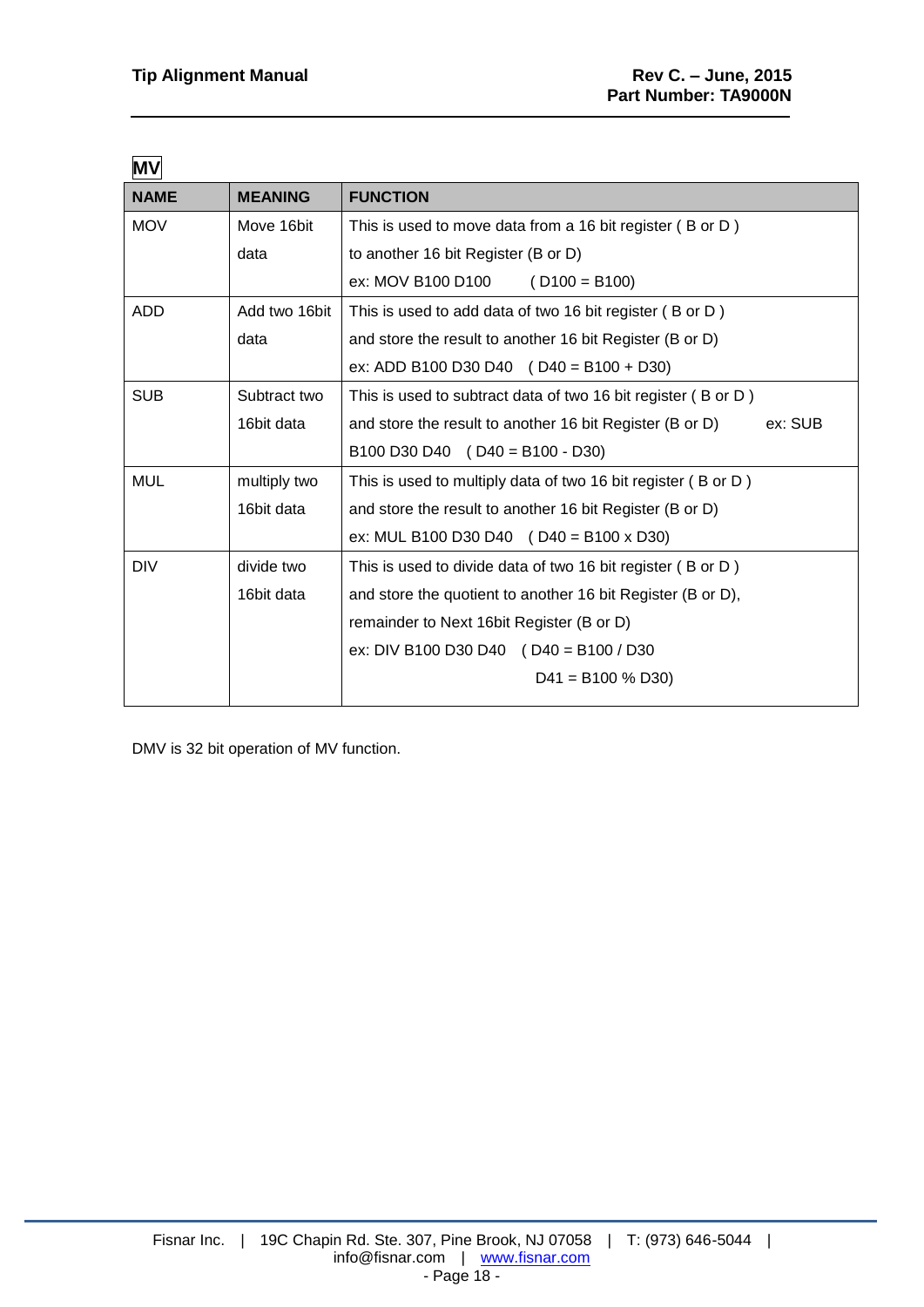**MV**

| NAME | MEANING | FUNCTION |
|---|---|---|
| MOV | Move 16bit data | This is used to move data from a 16 bit register ( B or D ) to another 16 bit Register (B or D)<br>ex: MOV B100 D100 ( D100 = B100) |
| ADD | Add two 16bit data | This is used to add data of two 16 bit register ( B or D ) and store the result to another 16 bit Register (B or D)<br>ex: ADD B100 D30 D40 ( D40 = B100 + D30) |
| SUB | Subtract two 16bit data | This is used to subtract data of two 16 bit register ( B or D ) and store the result to another 16 bit Register (B or D) ex: SUB B100 D30 D40 ( D40 = B100 - D30) |
| MUL | multiply two 16bit data | This is used to multiply data of two 16 bit register ( B or D ) and store the result to another 16 bit Register (B or D)<br>ex: MUL B100 D30 D40 ( D40 = B100 x D30) |
| DIV | divide two 16bit data | This is used to divide data of two 16 bit register ( B or D ) and store the quotient to another 16 bit Register (B or D), remainder to Next 16bit Register (B or D)<br>ex: DIV B100 D30 D40 ( D40 = B100 / D30<br>D41 = B100 % D30) |

DMV is 32 bit operation of MV function.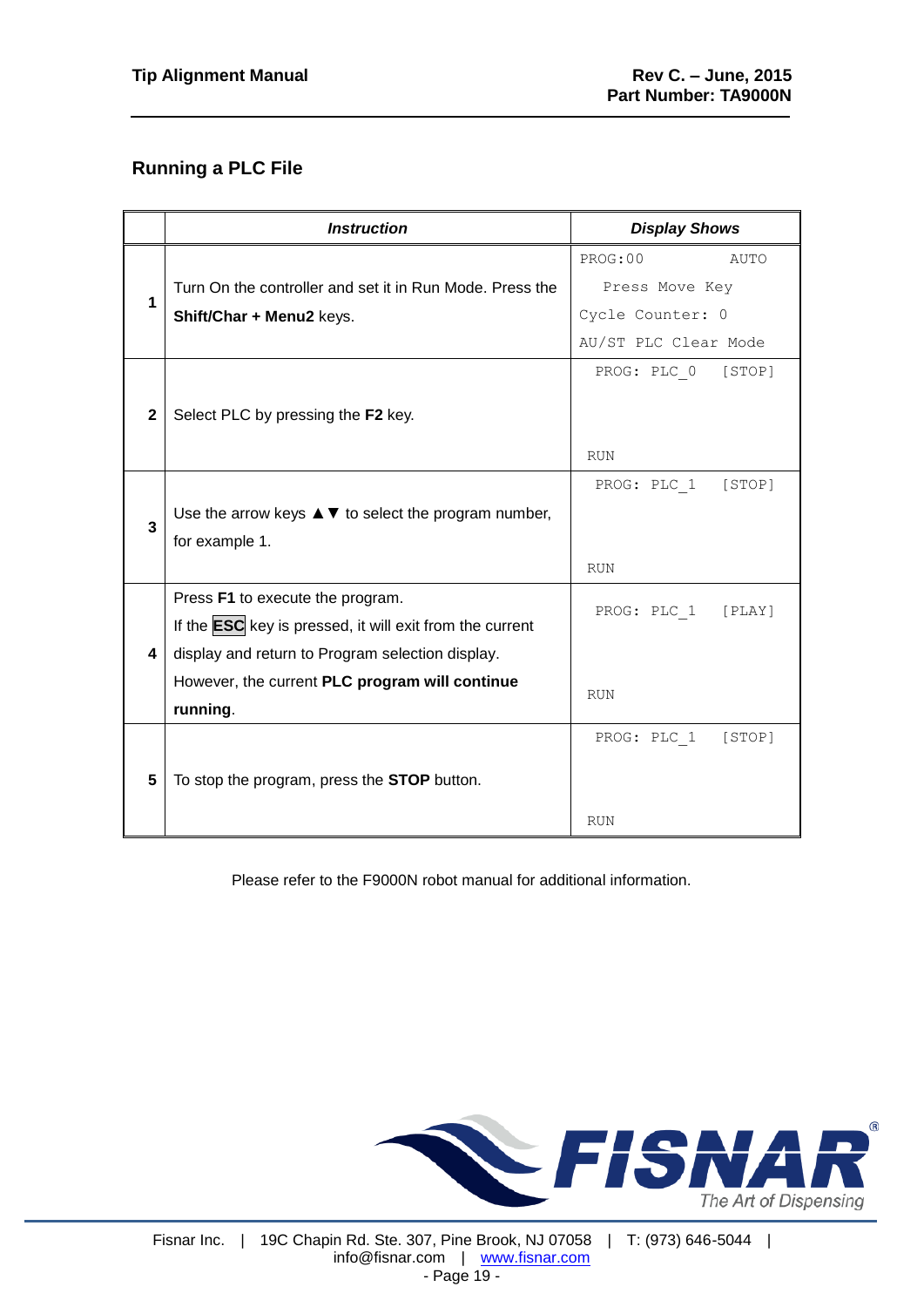## Running a PLC File

| | *Instruction* | *Display Shows* |
|---|---|---|
| 1 | Turn On the controller and set it in Run Mode. Press the **Shift/Char + Menu2** keys. | PROG:00 AUTO<br>Press Move Key<br>Cycle Counter: 0<br>AU/ST PLC Clear Mode |
| 2 | Select PLC by pressing the **F2** key. | PROG: PLC_0 [STOP]<br><br>RUN |
| 3 | Use the arrow keys ▲▼ to select the program number, for example 1. | PROG: PLC_1 [STOP]<br><br>RUN |
| 4 | Press **F1** to execute the program.<br>If the **ESC** key is pressed, it will exit from the current display and return to Program selection display.<br>However, the current **PLC program will continue running**. | PROG: PLC_1 [PLAY]<br><br>RUN |
| 5 | To stop the program, press the **STOP** button. | PROG: PLC_1 [STOP]<br><br>RUN |

Please refer to the F9000N robot manual for additional information.

FISNAR® The Art of Dispensing

Fisnar Inc. | 19C Chapin Rd. Ste. 307, Pine Brook, NJ 07058 | T: (973) 646-5044 | info@fisnar.com | www.fisnar.com